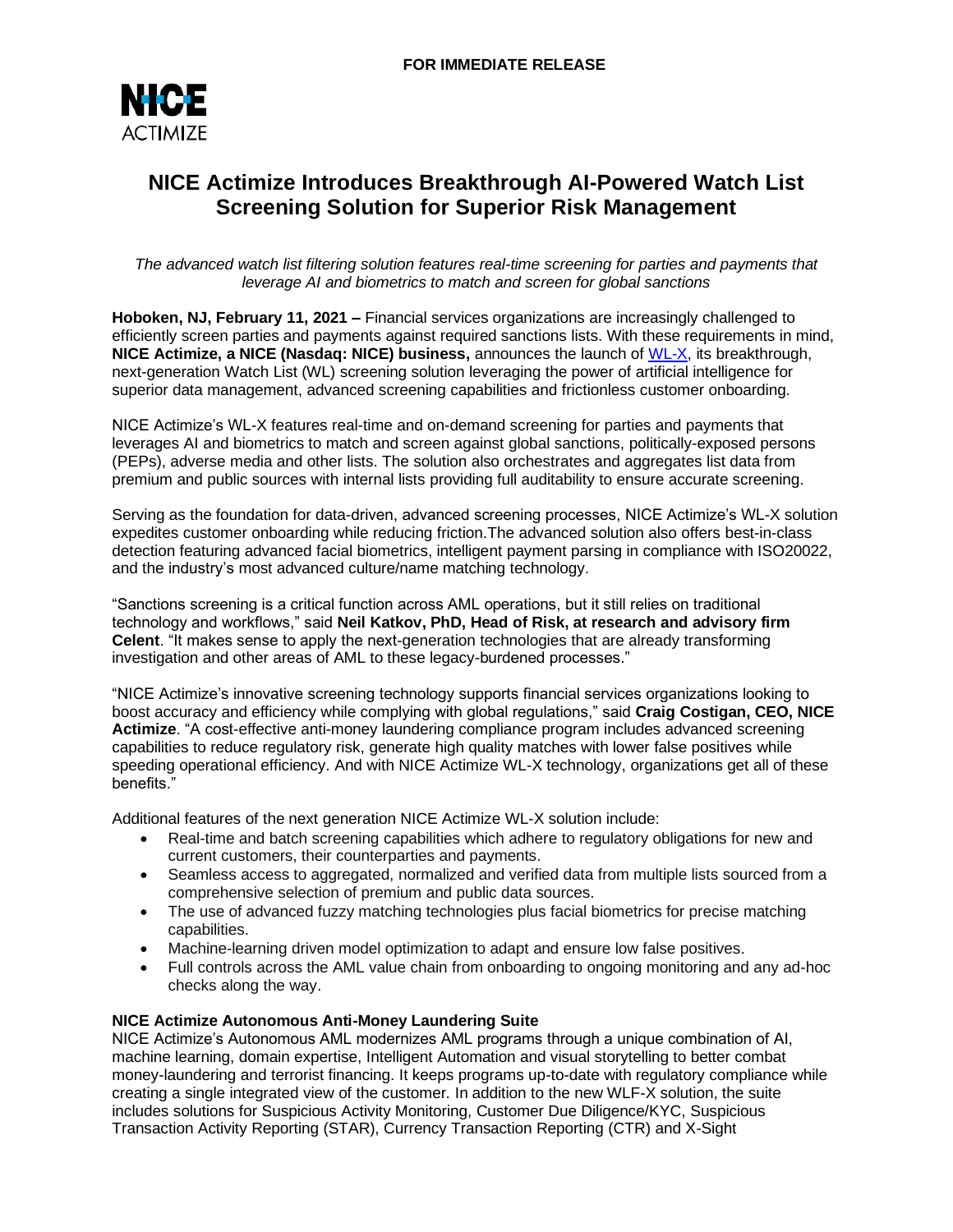**FOR IMMEDIATE RELEASE**

NICE ACTIMIZE

# NICE Actimize Introduces Breakthrough AI-Powered Watch List Screening Solution for Superior Risk Management

*The advanced watch list filtering solution features real-time screening for parties and payments that leverage AI and biometrics to match and screen for global sanctions*

**Hoboken, NJ, February 11, 2021 –** Financial services organizations are increasingly challenged to efficiently screen parties and payments against required sanctions lists. With these requirements in mind, **NICE Actimize, a NICE (Nasdaq: NICE) business,** announces the launch of [WL-X](WL-X), its breakthrough, next-generation Watch List (WL) screening solution leveraging the power of artificial intelligence for superior data management, advanced screening capabilities and frictionless customer onboarding.

NICE Actimize's WL-X features real-time and on-demand screening for parties and payments that leverages AI and biometrics to match and screen against global sanctions, politically-exposed persons (PEPs), adverse media and other lists. The solution also orchestrates and aggregates list data from premium and public sources with internal lists providing full auditability to ensure accurate screening.

Serving as the foundation for data-driven, advanced screening processes, NICE Actimize's WL-X solution expedites customer onboarding while reducing friction.The advanced solution also offers best-in-class detection featuring advanced facial biometrics, intelligent payment parsing in compliance with ISO20022, and the industry's most advanced culture/name matching technology.

"Sanctions screening is a critical function across AML operations, but it still relies on traditional technology and workflows," said **Neil Katkov, PhD, Head of Risk, at research and advisory firm Celent**. "It makes sense to apply the next-generation technologies that are already transforming investigation and other areas of AML to these legacy-burdened processes."

"NICE Actimize's innovative screening technology supports financial services organizations looking to boost accuracy and efficiency while complying with global regulations," said **Craig Costigan, CEO, NICE Actimize**. "A cost-effective anti-money laundering compliance program includes advanced screening capabilities to reduce regulatory risk, generate high quality matches with lower false positives while speeding operational efficiency. And with NICE Actimize WL-X technology, organizations get all of these benefits."

Additional features of the next generation NICE Actimize WL-X solution include:

- Real-time and batch screening capabilities which adhere to regulatory obligations for new and current customers, their counterparties and payments.
- Seamless access to aggregated, normalized and verified data from multiple lists sourced from a comprehensive selection of premium and public data sources.
- The use of advanced fuzzy matching technologies plus facial biometrics for precise matching capabilities.
- Machine-learning driven model optimization to adapt and ensure low false positives.
- Full controls across the AML value chain from onboarding to ongoing monitoring and any ad-hoc checks along the way.

**NICE Actimize Autonomous Anti-Money Laundering Suite**

NICE Actimize's Autonomous AML modernizes AML programs through a unique combination of AI, machine learning, domain expertise, Intelligent Automation and visual storytelling to better combat money-laundering and terrorist financing. It keeps programs up-to-date with regulatory compliance while creating a single integrated view of the customer. In addition to the new WLF-X solution, the suite includes solutions for Suspicious Activity Monitoring, Customer Due Diligence/KYC, Suspicious Transaction Activity Reporting (STAR), Currency Transaction Reporting (CTR) and X-Sight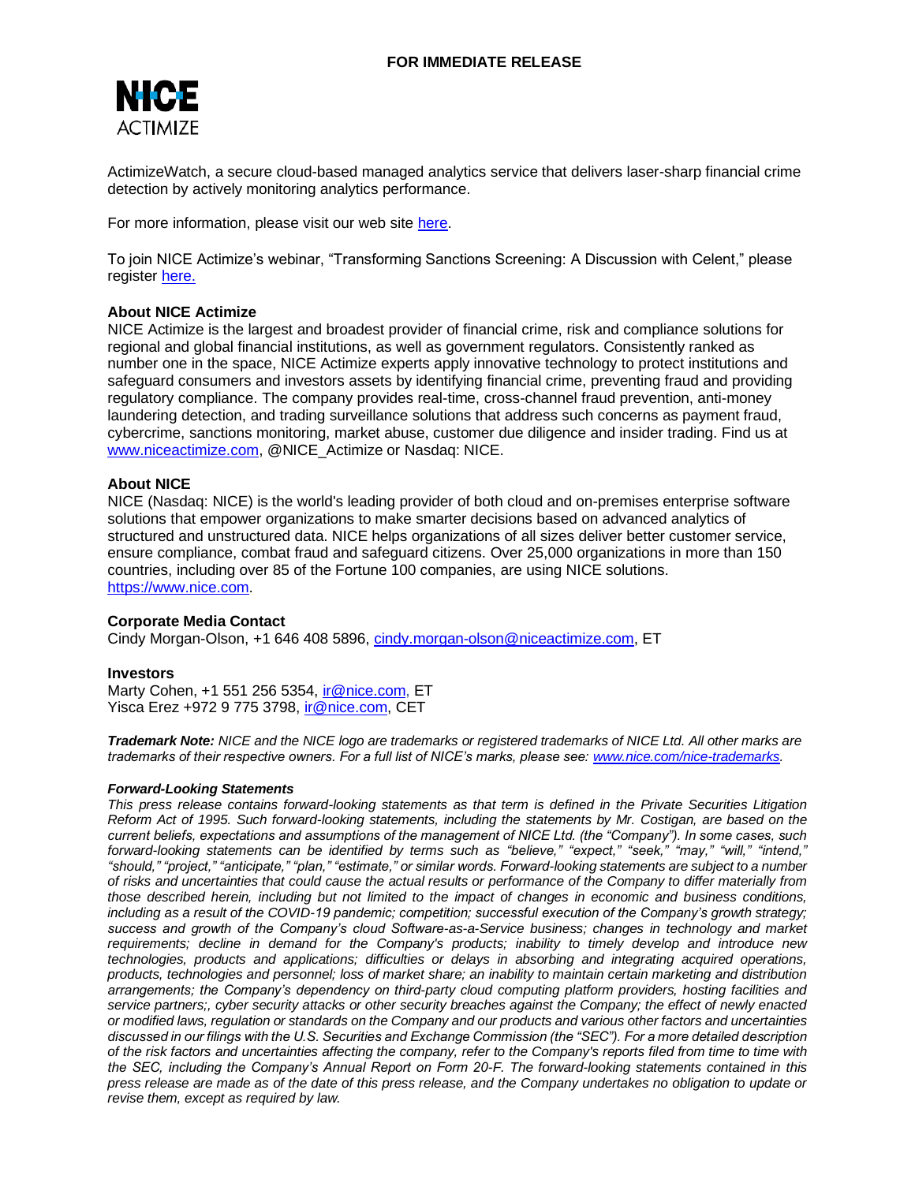**FOR IMMEDIATE RELEASE**

ActimizeWatch, a secure cloud-based managed analytics service that delivers laser-sharp financial crime detection by actively monitoring analytics performance.

For more information, please visit our web site here.

To join NICE Actimize's webinar, "Transforming Sanctions Screening: A Discussion with Celent," please register here.

**About NICE Actimize**

NICE Actimize is the largest and broadest provider of financial crime, risk and compliance solutions for regional and global financial institutions, as well as government regulators. Consistently ranked as number one in the space, NICE Actimize experts apply innovative technology to protect institutions and safeguard consumers and investors assets by identifying financial crime, preventing fraud and providing regulatory compliance. The company provides real-time, cross-channel fraud prevention, anti-money laundering detection, and trading surveillance solutions that address such concerns as payment fraud, cybercrime, sanctions monitoring, market abuse, customer due diligence and insider trading. Find us at www.niceactimize.com, @NICE_Actimize or Nasdaq: NICE.

**About NICE**

NICE (Nasdaq: NICE) is the world's leading provider of both cloud and on-premises enterprise software solutions that empower organizations to make smarter decisions based on advanced analytics of structured and unstructured data. NICE helps organizations of all sizes deliver better customer service, ensure compliance, combat fraud and safeguard citizens. Over 25,000 organizations in more than 150 countries, including over 85 of the Fortune 100 companies, are using NICE solutions. https://www.nice.com.

**Corporate Media Contact**

Cindy Morgan-Olson, +1 646 408 5896, cindy.morgan-olson@niceactimize.com, ET

**Investors**

Marty Cohen, +1 551 256 5354, ir@nice.com, ET
Yisca Erez +972 9 775 3798, ir@nice.com, CET

***Trademark Note:*** *NICE and the NICE logo are trademarks or registered trademarks of NICE Ltd. All other marks are trademarks of their respective owners. For a full list of NICE's marks, please see: www.nice.com/nice-trademarks.*

***Forward-Looking Statements***

*This press release contains forward-looking statements as that term is defined in the Private Securities Litigation Reform Act of 1995. Such forward-looking statements, including the statements by Mr. Costigan, are based on the current beliefs, expectations and assumptions of the management of NICE Ltd. (the "Company"). In some cases, such forward-looking statements can be identified by terms such as "believe," "expect," "seek," "may," "will," "intend," "should," "project," "anticipate," "plan," "estimate," or similar words. Forward-looking statements are subject to a number of risks and uncertainties that could cause the actual results or performance of the Company to differ materially from those described herein, including but not limited to the impact of changes in economic and business conditions, including as a result of the COVID-19 pandemic; competition; successful execution of the Company's growth strategy; success and growth of the Company's cloud Software-as-a-Service business; changes in technology and market requirements; decline in demand for the Company's products; inability to timely develop and introduce new technologies, products and applications; difficulties or delays in absorbing and integrating acquired operations, products, technologies and personnel; loss of market share; an inability to maintain certain marketing and distribution arrangements; the Company's dependency on third-party cloud computing platform providers, hosting facilities and service partners;, cyber security attacks or other security breaches against the Company; the effect of newly enacted or modified laws, regulation or standards on the Company and our products and various other factors and uncertainties discussed in our filings with the U.S. Securities and Exchange Commission (the "SEC"). For a more detailed description of the risk factors and uncertainties affecting the company, refer to the Company's reports filed from time to time with the SEC, including the Company's Annual Report on Form 20-F. The forward-looking statements contained in this press release are made as of the date of this press release, and the Company undertakes no obligation to update or revise them, except as required by law.*